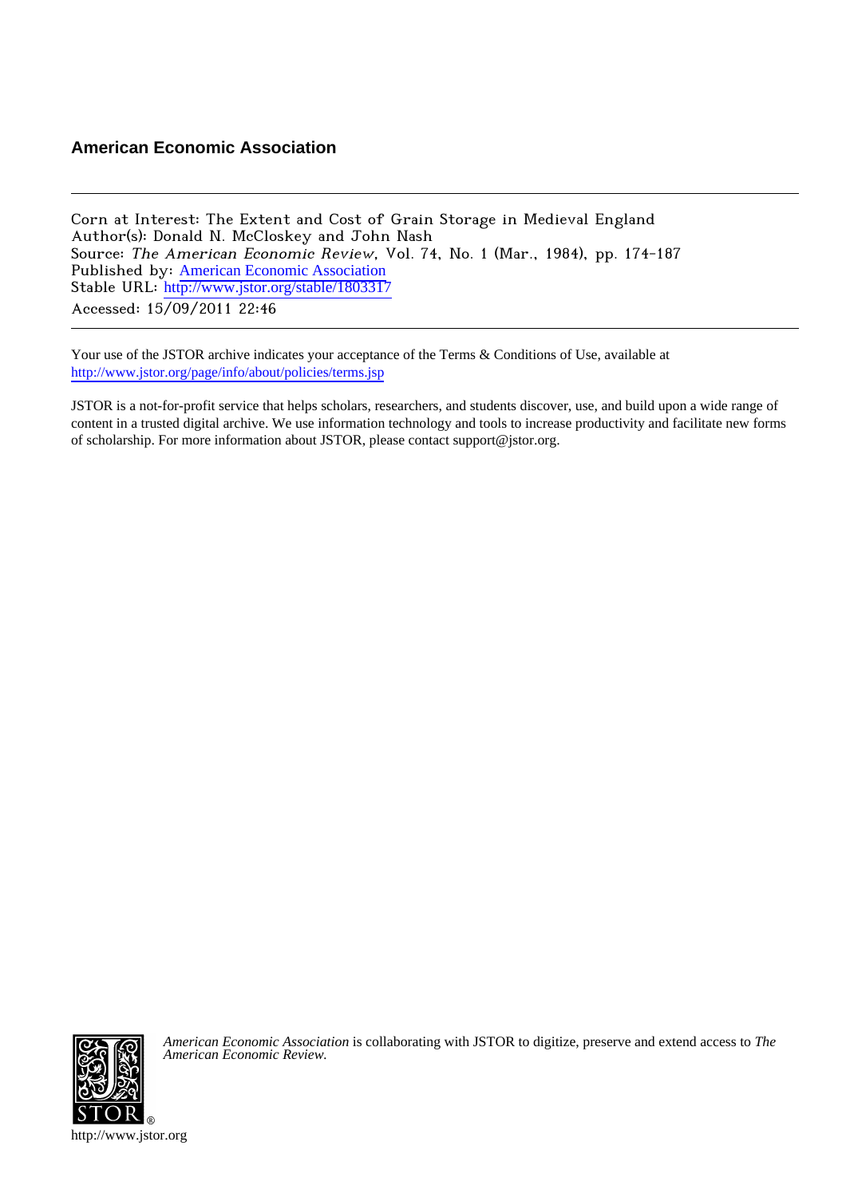## American Economic Association

Corn at Interest: The Extent and Cost of Grain Storage in Medieval England
Author(s): Donald N. McCloskey and John Nash
Source: *The American Economic Review*, Vol. 74, No. 1 (Mar., 1984), pp. 174-187
Published by: American Economic Association
Stable URL: http://www.jstor.org/stable/1803317
Accessed: 15/09/2011 22:46

Your use of the JSTOR archive indicates your acceptance of the Terms & Conditions of Use, available at http://www.jstor.org/page/info/about/policies/terms.jsp

JSTOR is a not-for-profit service that helps scholars, researchers, and students discover, use, and build upon a wide range of content in a trusted digital archive. We use information technology and tools to increase productivity and facilitate new forms of scholarship. For more information about JSTOR, please contact support@jstor.org.

*American Economic Association* is collaborating with JSTOR to digitize, preserve and extend access to *The American Economic Review.*

http://www.jstor.org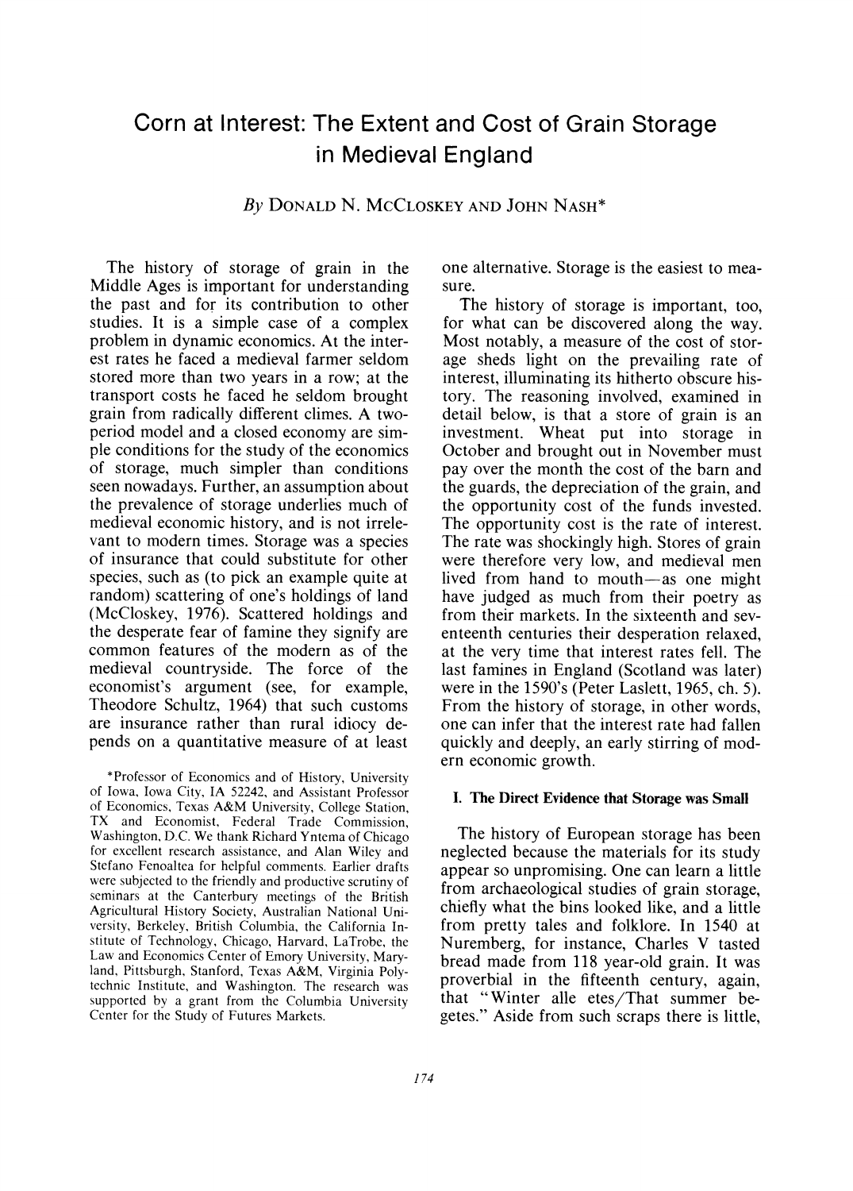# Corn at Interest: The Extent and Cost of Grain Storage in Medieval England

*By* DONALD N. MCCLOSKEY AND JOHN NASH*

The history of storage of grain in the Middle Ages is important for understanding the past and for its contribution to other studies. It is a simple case of a complex problem in dynamic economics. At the interest rates he faced a medieval farmer seldom stored more than two years in a row; at the transport costs he faced he seldom brought grain from radically different climes. A two-period model and a closed economy are simple conditions for the study of the economics of storage, much simpler than conditions seen nowadays. Further, an assumption about the prevalence of storage underlies much of medieval economic history, and is not irrelevant to modern times. Storage was a species of insurance that could substitute for other species, such as (to pick an example quite at random) scattering of one's holdings of land (McCloskey, 1976). Scattered holdings and the desperate fear of famine they signify are common features of the modern as of the medieval countryside. The force of the economist's argument (see, for example, Theodore Schultz, 1964) that such customs are insurance rather than rural idiocy depends on a quantitative measure of at least one alternative. Storage is the easiest to measure.

The history of storage is important, too, for what can be discovered along the way. Most notably, a measure of the cost of storage sheds light on the prevailing rate of interest, illuminating its hitherto obscure history. The reasoning involved, examined in detail below, is that a store of grain is an investment. Wheat put into storage in October and brought out in November must pay over the month the cost of the barn and the guards, the depreciation of the grain, and the opportunity cost of the funds invested. The opportunity cost is the rate of interest. The rate was shockingly high. Stores of grain were therefore very low, and medieval men lived from hand to mouth—as one might have judged as much from their poetry as from their markets. In the sixteenth and seventeenth centuries their desperation relaxed, at the very time that interest rates fell. The last famines in England (Scotland was later) were in the 1590's (Peter Laslett, 1965, ch. 5). From the history of storage, in other words, one can infer that the interest rate had fallen quickly and deeply, an early stirring of modern economic growth.

## I. The Direct Evidence that Storage was Small

The history of European storage has been neglected because the materials for its study appear so unpromising. One can learn a little from archaeological studies of grain storage, chiefly what the bins looked like, and a little from pretty tales and folklore. In 1540 at Nuremberg, for instance, Charles V tasted bread made from 118 year-old grain. It was proverbial in the fifteenth century, again, that "Winter alle etes/That summer begetes." Aside from such scraps there is little,

*Professor of Economics and of History, University of Iowa, Iowa City, IA 52242, and Assistant Professor of Economics, Texas A&M University, College Station, TX and Economist, Federal Trade Commission, Washington, D.C. We thank Richard Yntema of Chicago for excellent research assistance, and Alan Wiley and Stefano Fenoaltea for helpful comments. Earlier drafts were subjected to the friendly and productive scrutiny of seminars at the Canterbury meetings of the British Agricultural History Society, Australian National University, Berkeley, British Columbia, the California Institute of Technology, Chicago, Harvard, LaTrobe, the Law and Economics Center of Emory University, Maryland, Pittsburgh, Stanford, Texas A&M, Virginia Polytechnic Institute, and Washington. The research was supported by a grant from the Columbia University Center for the Study of Futures Markets.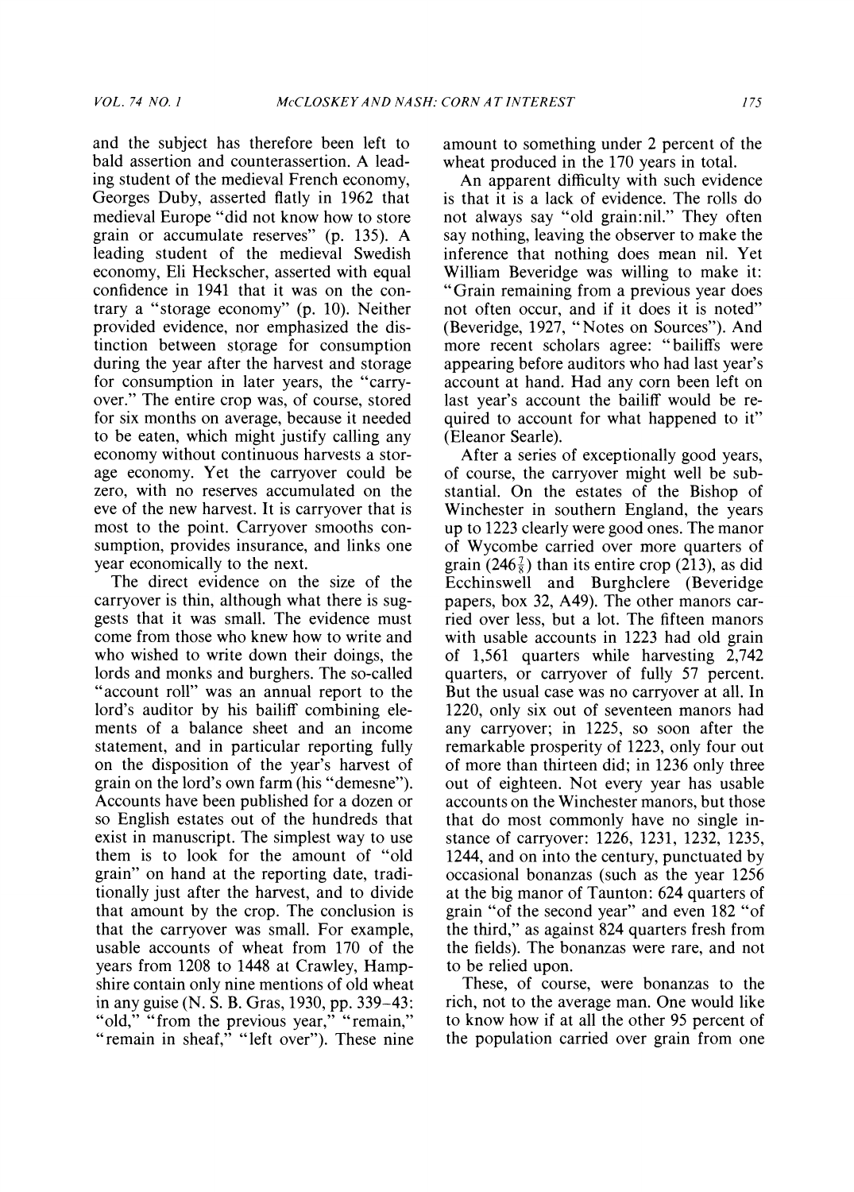and the subject has therefore been left to bald assertion and counterassertion. A leading student of the medieval French economy, Georges Duby, asserted flatly in 1962 that medieval Europe "did not know how to store grain or accumulate reserves" (p. 135). A leading student of the medieval Swedish economy, Eli Heckscher, asserted with equal confidence in 1941 that it was on the contrary a "storage economy" (p. 10). Neither provided evidence, nor emphasized the distinction between storage for consumption during the year after the harvest and storage for consumption in later years, the "carryover." The entire crop was, of course, stored for six months on average, because it needed to be eaten, which might justify calling any economy without continuous harvests a storage economy. Yet the carryover could be zero, with no reserves accumulated on the eve of the new harvest. It is carryover that is most to the point. Carryover smooths consumption, provides insurance, and links one year economically to the next.

The direct evidence on the size of the carryover is thin, although what there is suggests that it was small. The evidence must come from those who knew how to write and who wished to write down their doings, the lords and monks and burghers. The so-called "account roll" was an annual report to the lord's auditor by his bailiff combining elements of a balance sheet and an income statement, and in particular reporting fully on the disposition of the year's harvest of grain on the lord's own farm (his "demesne"). Accounts have been published for a dozen or so English estates out of the hundreds that exist in manuscript. The simplest way to use them is to look for the amount of "old grain" on hand at the reporting date, traditionally just after the harvest, and to divide that amount by the crop. The conclusion is that the carryover was small. For example, usable accounts of wheat from 170 of the years from 1208 to 1448 at Crawley, Hampshire contain only nine mentions of old wheat in any guise (N. S. B. Gras, 1930, pp. 339–43: "old," "from the previous year," "remain," "remain in sheaf," "left over"). These nine amount to something under 2 percent of the wheat produced in the 170 years in total.

An apparent difficulty with such evidence is that it is a lack of evidence. The rolls do not always say "old grain:nil." They often say nothing, leaving the observer to make the inference that nothing does mean nil. Yet William Beveridge was willing to make it: "Grain remaining from a previous year does not often occur, and if it does it is noted" (Beveridge, 1927, "Notes on Sources"). And more recent scholars agree: "bailiffs were appearing before auditors who had last year's account at hand. Had any corn been left on last year's account the bailiff would be required to account for what happened to it" (Eleanor Searle).

After a series of exceptionally good years, of course, the carryover might well be substantial. On the estates of the Bishop of Winchester in southern England, the years up to 1223 clearly were good ones. The manor of Wycombe carried over more quarters of grain ($246\frac{7}{8}$) than its entire crop (213), as did Ecchinswell and Burghclere (Beveridge papers, box 32, A49). The other manors carried over less, but a lot. The fifteen manors with usable accounts in 1223 had old grain of 1,561 quarters while harvesting 2,742 quarters, or carryover of fully 57 percent. But the usual case was no carryover at all. In 1220, only six out of seventeen manors had any carryover; in 1225, so soon after the remarkable prosperity of 1223, only four out of more than thirteen did; in 1236 only three out of eighteen. Not every year has usable accounts on the Winchester manors, but those that do most commonly have no single instance of carryover: 1226, 1231, 1232, 1235, 1244, and on into the century, punctuated by occasional bonanzas (such as the year 1256 at the big manor of Taunton: 624 quarters of grain "of the second year" and even 182 "of the third," as against 824 quarters fresh from the fields). The bonanzas were rare, and not to be relied upon.

These, of course, were bonanzas to the rich, not to the average man. One would like to know how if at all the other 95 percent of the population carried over grain from one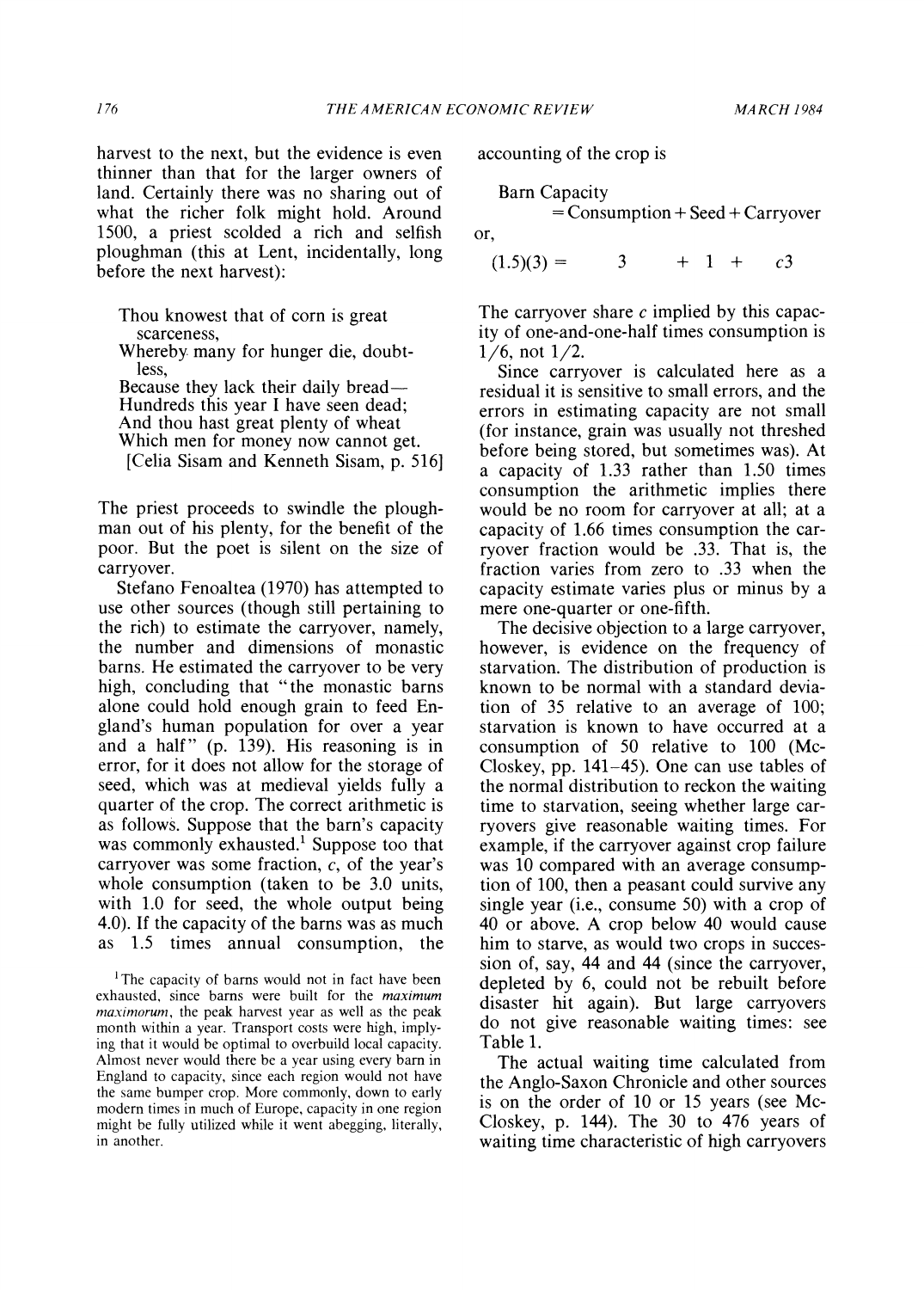harvest to the next, but the evidence is even thinner than that for the larger owners of land. Certainly there was no sharing out of what the richer folk might hold. Around 1500, a priest scolded a rich and selfish ploughman (this at Lent, incidentally, long before the next harvest):

> Thou knowest that of corn is great scarceness,
> Whereby many for hunger die, doubtless,
> Because they lack their daily bread—
> Hundreds this year I have seen dead;
> And thou hast great plenty of wheat
> Which men for money now cannot get.
> [Celia Sisam and Kenneth Sisam, p. 516]

The priest proceeds to swindle the ploughman out of his plenty, for the benefit of the poor. But the poet is silent on the size of carryover.

Stefano Fenoaltea (1970) has attempted to use other sources (though still pertaining to the rich) to estimate the carryover, namely, the number and dimensions of monastic barns. He estimated the carryover to be very high, concluding that "the monastic barns alone could hold enough grain to feed England's human population for over a year and a half" (p. 139). His reasoning is in error, for it does not allow for the storage of seed, which was at medieval yields fully a quarter of the crop. The correct arithmetic is as follows. Suppose that the barn's capacity was commonly exhausted.[1] Suppose too that carryover was some fraction, $c$, of the year's whole consumption (taken to be 3.0 units, with 1.0 for seed, the whole output being 4.0). If the capacity of the barns was as much as 1.5 times annual consumption, the accounting of the crop is

$$\text{Barn Capacity} = \text{Consumption} + \text{Seed} + \text{Carryover}$$

or,

$$(1.5)(3) = 3 + 1 + c3$$

The carryover share $c$ implied by this capacity of one-and-one-half times consumption is $1/6$, not $1/2$.

Since carryover is calculated here as a residual it is sensitive to small errors, and the errors in estimating capacity are not small (for instance, grain was usually not threshed before being stored, but sometimes was). At a capacity of 1.33 rather than 1.50 times consumption the arithmetic implies there would be no room for carryover at all; at a capacity of 1.66 times consumption the carryover fraction would be .33. That is, the fraction varies from zero to .33 when the capacity estimate varies plus or minus by a mere one-quarter or one-fifth.

The decisive objection to a large carryover, however, is evidence on the frequency of starvation. The distribution of production is known to be normal with a standard deviation of 35 relative to an average of 100; starvation is known to have occurred at a consumption of 50 relative to 100 (McCloskey, pp. 141–45). One can use tables of the normal distribution to reckon the waiting time to starvation, seeing whether large carryovers give reasonable waiting times. For example, if the carryover against crop failure was 10 compared with an average consumption of 100, then a peasant could survive any single year (i.e., consume 50) with a crop of 40 or above. A crop below 40 would cause him to starve, as would two crops in succession of, say, 44 and 44 (since the carryover, depleted by 6, could not be rebuilt before disaster hit again). But large carryovers do not give reasonable waiting times: see Table 1.

The actual waiting time calculated from the Anglo-Saxon Chronicle and other sources is on the order of 10 or 15 years (see McCloskey, p. 144). The 30 to 476 years of waiting time characteristic of high carryovers

[1] The capacity of barns would not in fact have been exhausted, since barns were built for the *maximum maximorum*, the peak harvest year as well as the peak month within a year. Transport costs were high, implying that it would be optimal to overbuild local capacity. Almost never would there be a year using every barn in England to capacity, since each region would not have the same bumper crop. More commonly, down to early modern times in much of Europe, capacity in one region might be fully utilized while it went abegging, literally, in another.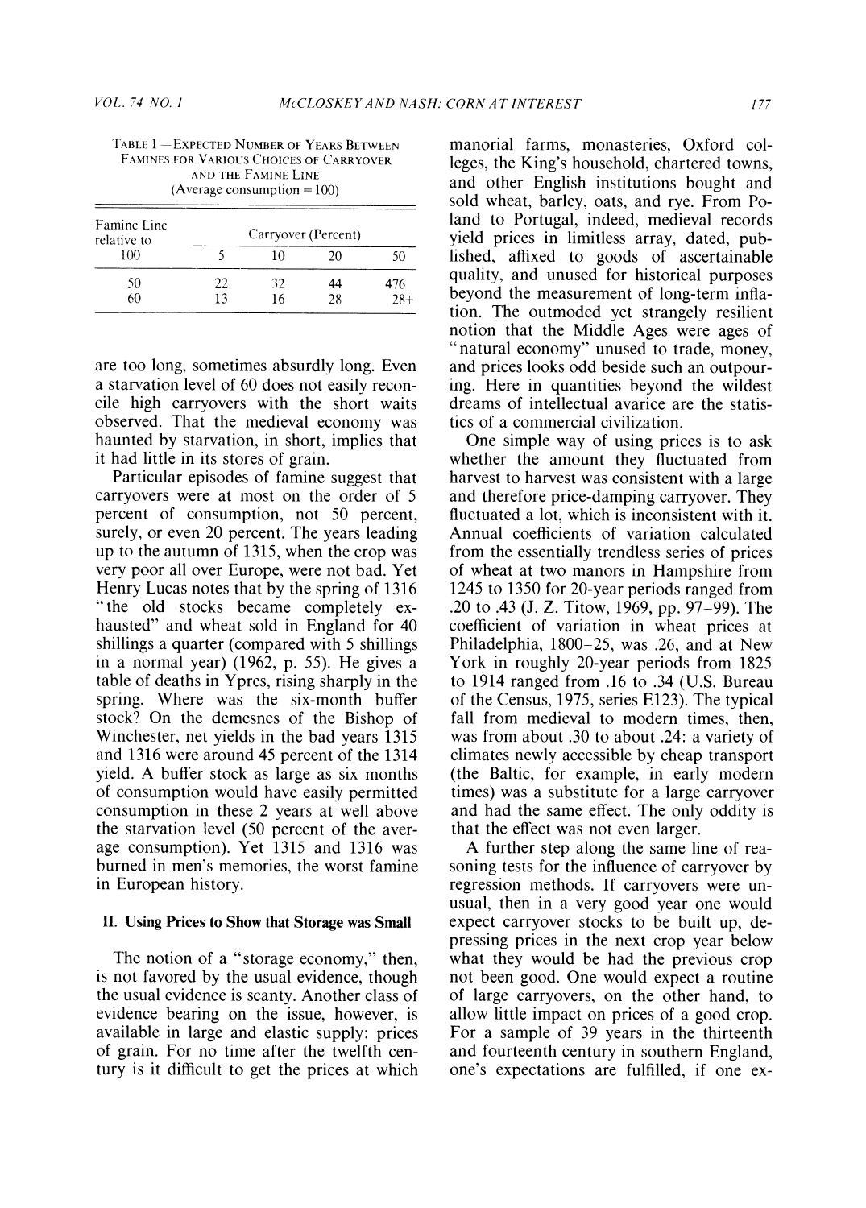TABLE 1 — EXPECTED NUMBER OF YEARS BETWEEN FAMINES FOR VARIOUS CHOICES OF CARRYOVER AND THE FAMINE LINE
(Average consumption = 100)

| Famine Line relative to 100 | Carryover (Percent) | | | |
|---|---|---|---|---|
| | 5 | 10 | 20 | 50 |
| 50 | 22 | 32 | 44 | 476 |
| 60 | 13 | 16 | 28 | 28+ |

are too long, sometimes absurdly long. Even a starvation level of 60 does not easily reconcile high carryovers with the short waits observed. That the medieval economy was haunted by starvation, in short, implies that it had little in its stores of grain.

Particular episodes of famine suggest that carryovers were at most on the order of 5 percent of consumption, not 50 percent, surely, or even 20 percent. The years leading up to the autumn of 1315, when the crop was very poor all over Europe, were not bad. Yet Henry Lucas notes that by the spring of 1316 "the old stocks became completely exhausted" and wheat sold in England for 40 shillings a quarter (compared with 5 shillings in a normal year) (1962, p. 55). He gives a table of deaths in Ypres, rising sharply in the spring. Where was the six-month buffer stock? On the demesnes of the Bishop of Winchester, net yields in the bad years 1315 and 1316 were around 45 percent of the 1314 yield. A buffer stock as large as six months of consumption would have easily permitted consumption in these 2 years at well above the starvation level (50 percent of the average consumption). Yet 1315 and 1316 was burned in men's memories, the worst famine in European history.

## II. Using Prices to Show that Storage was Small

The notion of a "storage economy," then, is not favored by the usual evidence, though the usual evidence is scanty. Another class of evidence bearing on the issue, however, is available in large and elastic supply: prices of grain. For no time after the twelfth century is it difficult to get the prices at which manorial farms, monasteries, Oxford colleges, the King's household, chartered towns, and other English institutions bought and sold wheat, barley, oats, and rye. From Poland to Portugal, indeed, medieval records yield prices in limitless array, dated, published, affixed to goods of ascertainable quality, and unused for historical purposes beyond the measurement of long-term inflation. The outmoded yet strangely resilient notion that the Middle Ages were ages of "natural economy" unused to trade, money, and prices looks odd beside such an outpouring. Here in quantities beyond the wildest dreams of intellectual avarice are the statistics of a commercial civilization.

One simple way of using prices is to ask whether the amount they fluctuated from harvest to harvest was consistent with a large and therefore price-damping carryover. They fluctuated a lot, which is inconsistent with it. Annual coefficients of variation calculated from the essentially trendless series of prices of wheat at two manors in Hampshire from 1245 to 1350 for 20-year periods ranged from .20 to .43 (J. Z. Titow, 1969, pp. 97–99). The coefficient of variation in wheat prices at Philadelphia, 1800–25, was .26, and at New York in roughly 20-year periods from 1825 to 1914 ranged from .16 to .34 (U.S. Bureau of the Census, 1975, series E123). The typical fall from medieval to modern times, then, was from about .30 to about .24: a variety of climates newly accessible by cheap transport (the Baltic, for example, in early modern times) was a substitute for a large carryover and had the same effect. The only oddity is that the effect was not even larger.

A further step along the same line of reasoning tests for the influence of carryover by regression methods. If carryovers were unusual, then in a very good year one would expect carryover stocks to be built up, depressing prices in the next crop year below what they would be had the previous crop not been good. One would expect a routine of large carryovers, on the other hand, to allow little impact on prices of a good crop. For a sample of 39 years in the thirteenth and fourteenth century in southern England, one's expectations are fulfilled, if one ex-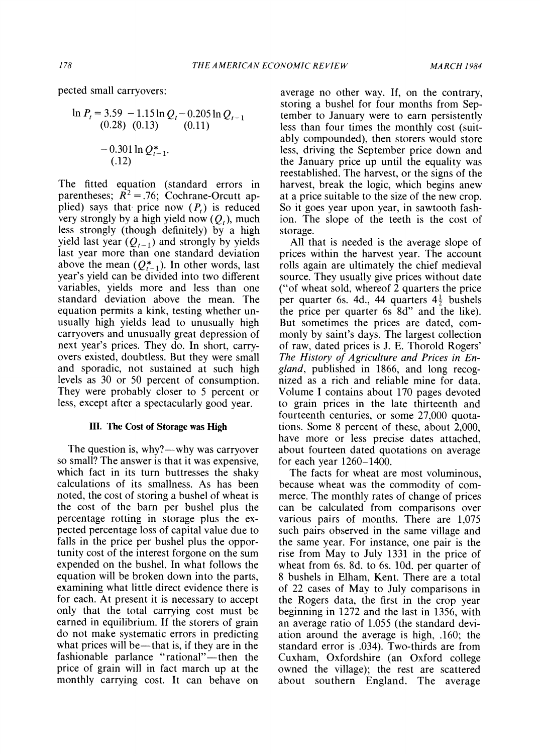pected small carryovers:

$$\ln P_t = \underset{(0.28)}{3.59} - \underset{(0.13)}{1.15} \ln Q_t - \underset{(0.11)}{0.205} \ln Q_{t-1}$$

$$- \underset{(.12)}{0.301} \ln Q^*_{t-1}.$$

The fitted equation (standard errors in parentheses; $R^2 = .76$; Cochrane-Orcutt applied) says that price now ($P_t$) is reduced very strongly by a high yield now ($Q_t$), much less strongly (though definitely) by a high yield last year ($Q_{t-1}$) and strongly by yields last year more than one standard deviation above the mean ($Q^*_{t-1}$). In other words, last year's yield can be divided into two different variables, yields more and less than one standard deviation above the mean. The equation permits a kink, testing whether unusually high yields lead to unusually high carryovers and unusually great depression of next year's prices. They do. In short, carryovers existed, doubtless. But they were small and sporadic, not sustained at such high levels as 30 or 50 percent of consumption. They were probably closer to 5 percent or less, except after a spectacularly good year.

### III. The Cost of Storage was High

The question is, why?—why was carryover so small? The answer is that it was expensive, which fact in its turn buttresses the shaky calculations of its smallness. As has been noted, the cost of storing a bushel of wheat is the cost of the barn per bushel plus the percentage rotting in storage plus the expected percentage loss of capital value due to falls in the price per bushel plus the opportunity cost of the interest forgone on the sum expended on the bushel. In what follows the equation will be broken down into the parts, examining what little direct evidence there is for each. At present it is necessary to accept only that the total carrying cost must be earned in equilibrium. If the storers of grain do not make systematic errors in predicting what prices will be—that is, if they are in the fashionable parlance "rational"—then the price of grain will in fact march up at the monthly carrying cost. It can behave on average no other way. If, on the contrary, storing a bushel for four months from September to January were to earn persistently less than four times the monthly cost (suitably compounded), then storers would store less, driving the September price down and the January price up until the equality was reestablished. The harvest, or the signs of the harvest, break the logic, which begins anew at a price suitable to the size of the new crop. So it goes year upon year, in sawtooth fashion. The slope of the teeth is the cost of storage.

All that is needed is the average slope of prices within the harvest year. The account rolls again are ultimately the chief medieval source. They usually give prices without date ("of wheat sold, whereof 2 quarters the price per quarter 6s. 4d., 44 quarters 4½ bushels the price per quarter 6s 8d" and the like). But sometimes the prices are dated, commonly by saint's days. The largest collection of raw, dated prices is J. E. Thorold Rogers' *The History of Agriculture and Prices in England*, published in 1866, and long recognized as a rich and reliable mine for data. Volume I contains about 170 pages devoted to grain prices in the late thirteenth and fourteenth centuries, or some 27,000 quotations. Some 8 percent of these, about 2,000, have more or less precise dates attached, about fourteen dated quotations on average for each year 1260–1400.

The facts for wheat are most voluminous, because wheat was the commodity of commerce. The monthly rates of change of prices can be calculated from comparisons over various pairs of months. There are 1,075 such pairs observed in the same village and the same year. For instance, one pair is the rise from May to July 1331 in the price of wheat from 6s. 8d. to 6s. 10d. per quarter of 8 bushels in Elham, Kent. There are a total of 22 cases of May to July comparisons in the Rogers data, the first in the crop year beginning in 1272 and the last in 1356, with an average ratio of 1.055 (the standard deviation around the average is high, .160; the standard error is .034). Two-thirds are from Cuxham, Oxfordshire (an Oxford college owned the village); the rest are scattered about southern England. The average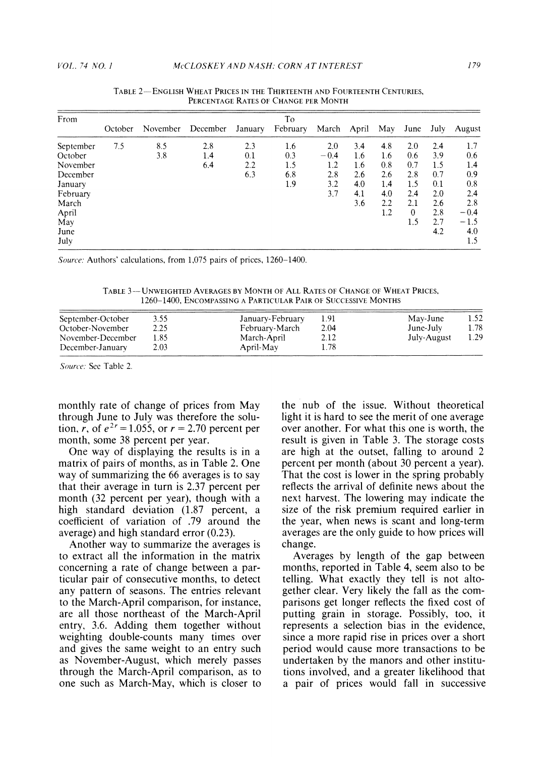TABLE 2—ENGLISH WHEAT PRICES IN THE THIRTEENTH AND FOURTEENTH CENTURIES, PERCENTAGE RATES OF CHANGE PER MONTH

| From | To | | | | | | | | | | |
|---|---|---|---|---|---|---|---|---|---|---|---|
| | October | November | December | January | February | March | April | May | June | July | August |
| September | 7.5 | 8.5 | 2.8 | 2.3 | 1.6 | 2.0 | 3.4 | 4.8 | 2.0 | 2.4 | 1.7 |
| October | | 3.8 | 1.4 | 0.1 | 0.3 | −0.4 | 1.6 | 1.6 | 0.6 | 3.9 | 0.6 |
| November | | | 6.4 | 2.2 | 1.5 | 1.2 | 1.6 | 0.8 | 0.7 | 1.5 | 1.4 |
| December | | | | 6.3 | 6.8 | 2.8 | 2.6 | 2.6 | 2.8 | 0.7 | 0.9 |
| January | | | | | 1.9 | 3.2 | 4.0 | 1.4 | 1.5 | 0.1 | 0.8 |
| February | | | | | | 3.7 | 4.1 | 4.0 | 2.4 | 2.0 | 2.4 |
| March | | | | | | | 3.6 | 2.2 | 2.1 | 2.6 | 2.8 |
| April | | | | | | | | 1.2 | 0 | 2.8 | −0.4 |
| May | | | | | | | | | 1.5 | 2.7 | −1.5 |
| June | | | | | | | | | | 4.2 | 4.0 |
| July | | | | | | | | | | | 1.5 |

*Source:* Authors' calculations, from 1,075 pairs of prices, 1260–1400.

TABLE 3—UNWEIGHTED AVERAGES BY MONTH OF ALL RATES OF CHANGE OF WHEAT PRICES, 1260–1400, ENCOMPASSING A PARTICULAR PAIR OF SUCCESSIVE MONTHS

| | | | | | |
|---|---|---|---|---|---|
| September-October | 3.55 | January-February | 1.91 | May-June | 1.52 |
| October-November | 2.25 | February-March | 2.04 | June-July | 1.78 |
| November-December | 1.85 | March-April | 2.12 | July-August | 1.29 |
| December-January | 2.03 | April-May | 1.78 | | |

*Source:* See Table 2.

monthly rate of change of prices from May through June to July was therefore the solution, $r$, of $e^{2r} = 1.055$, or $r = 2.70$ percent per month, some 38 percent per year.

One way of displaying the results is in a matrix of pairs of months, as in Table 2. One way of summarizing the 66 averages is to say that their average in turn is 2.37 percent per month (32 percent per year), though with a high standard deviation (1.87 percent, a coefficient of variation of .79 around the average) and high standard error (0.23).

Another way to summarize the averages is to extract all the information in the matrix concerning a rate of change between a particular pair of consecutive months, to detect any pattern of seasons. The entries relevant to the March-April comparison, for instance, are all those northeast of the March-April entry, 3.6. Adding them together without weighting double-counts many times over and gives the same weight to an entry such as November-August, which merely passes through the March-April comparison, as to one such as March-May, which is closer to the nub of the issue. Without theoretical light it is hard to see the merit of one average over another. For what this one is worth, the result is given in Table 3. The storage costs are high at the outset, falling to around 2 percent per month (about 30 percent a year). That the cost is lower in the spring probably reflects the arrival of definite news about the next harvest. The lowering may indicate the size of the risk premium required earlier in the year, when news is scant and long-term averages are the only guide to how prices will change.

Averages by length of the gap between months, reported in Table 4, seem also to be telling. What exactly they tell is not altogether clear. Very likely the fall as the comparisons get longer reflects the fixed cost of putting grain in storage. Possibly, too, it represents a selection bias in the evidence, since a more rapid rise in prices over a short period would cause more transactions to be undertaken by the manors and other institutions involved, and a greater likelihood that a pair of prices would fall in successive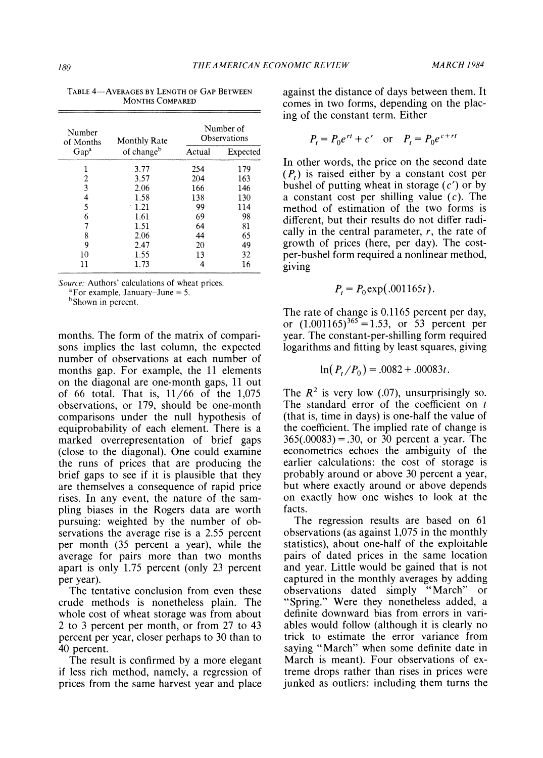TABLE 4—AVERAGES BY LENGTH OF GAP BETWEEN MONTHS COMPARED

| Number of Months Gap[a] | Monthly Rate of change[b] | Number of Observations | |
|---|---|---|---|
| | | Actual | Expected |
| 1 | 3.77 | 254 | 179 |
| 2 | 3.57 | 204 | 163 |
| 3 | 2.06 | 166 | 146 |
| 4 | 1.58 | 138 | 130 |
| 5 | 1.21 | 99 | 114 |
| 6 | 1.61 | 69 | 98 |
| 7 | 1.51 | 64 | 81 |
| 8 | 2.06 | 44 | 65 |
| 9 | 2.47 | 20 | 49 |
| 10 | 1.55 | 13 | 32 |
| 11 | 1.73 | 4 | 16 |

*Source:* Authors' calculations of wheat prices.
[a]For example, January–June = 5.
[b]Shown in percent.

months. The form of the matrix of comparisons implies the last column, the expected number of observations at each number of months gap. For example, the 11 elements on the diagonal are one-month gaps, 11 out of 66 total. That is, 11/66 of the 1,075 observations, or 179, should be one-month comparisons under the null hypothesis of equiprobability of each element. There is a marked overrepresentation of brief gaps (close to the diagonal). One could examine the runs of prices that are producing the brief gaps to see if it is plausible that they are themselves a consequence of rapid price rises. In any event, the nature of the sampling biases in the Rogers data are worth pursuing: weighted by the number of observations the average rise is a 2.55 percent per month (35 percent a year), while the average for pairs more than two months apart is only 1.75 percent (only 23 percent per year).

The tentative conclusion from even these crude methods is nonetheless plain. The whole cost of wheat storage was from about 2 to 3 percent per month, or from 27 to 43 percent per year, closer perhaps to 30 than to 40 percent.

The result is confirmed by a more elegant if less rich method, namely, a regression of prices from the same harvest year and place against the distance of days between them. It comes in two forms, depending on the placing of the constant term. Either

$$P_t = P_0 e^{rt} + c' \quad \text{or} \quad P_t = P_0 e^{c+rt}$$

In other words, the price on the second date ($P_t$) is raised either by a constant cost per bushel of putting wheat in storage ($c'$) or by a constant cost per shilling value ($c$). The method of estimation of the two forms is different, but their results do not differ radically in the central parameter, $r$, the rate of growth of prices (here, per day). The cost-per-bushel form required a nonlinear method, giving

$$P_t = P_0 \exp(.001165t).$$

The rate of change is 0.1165 percent per day, or $(1.001165)^{365} = 1.53$, or 53 percent per year. The constant-per-shilling form required logarithms and fitting by least squares, giving

$$\ln(P_t/P_0) = .0082 + .00083t.$$

The $R^2$ is very low (.07), unsurprisingly so. The standard error of the coefficient on $t$ (that is, time in days) is one-half the value of the coefficient. The implied rate of change is $365(.00083) = .30$, or 30 percent a year. The econometrics echoes the ambiguity of the earlier calculations: the cost of storage is probably around or above 30 percent a year, but where exactly around or above depends on exactly how one wishes to look at the facts.

The regression results are based on 61 observations (as against 1,075 in the monthly statistics), about one-half of the exploitable pairs of dated prices in the same location and year. Little would be gained that is not captured in the monthly averages by adding observations dated simply "March" or "Spring." Were they nonetheless added, a definite downward bias from errors in variables would follow (although it is clearly no trick to estimate the error variance from saying "March" when some definite date in March is meant). Four observations of extreme drops rather than rises in prices were junked as outliers: including them turns the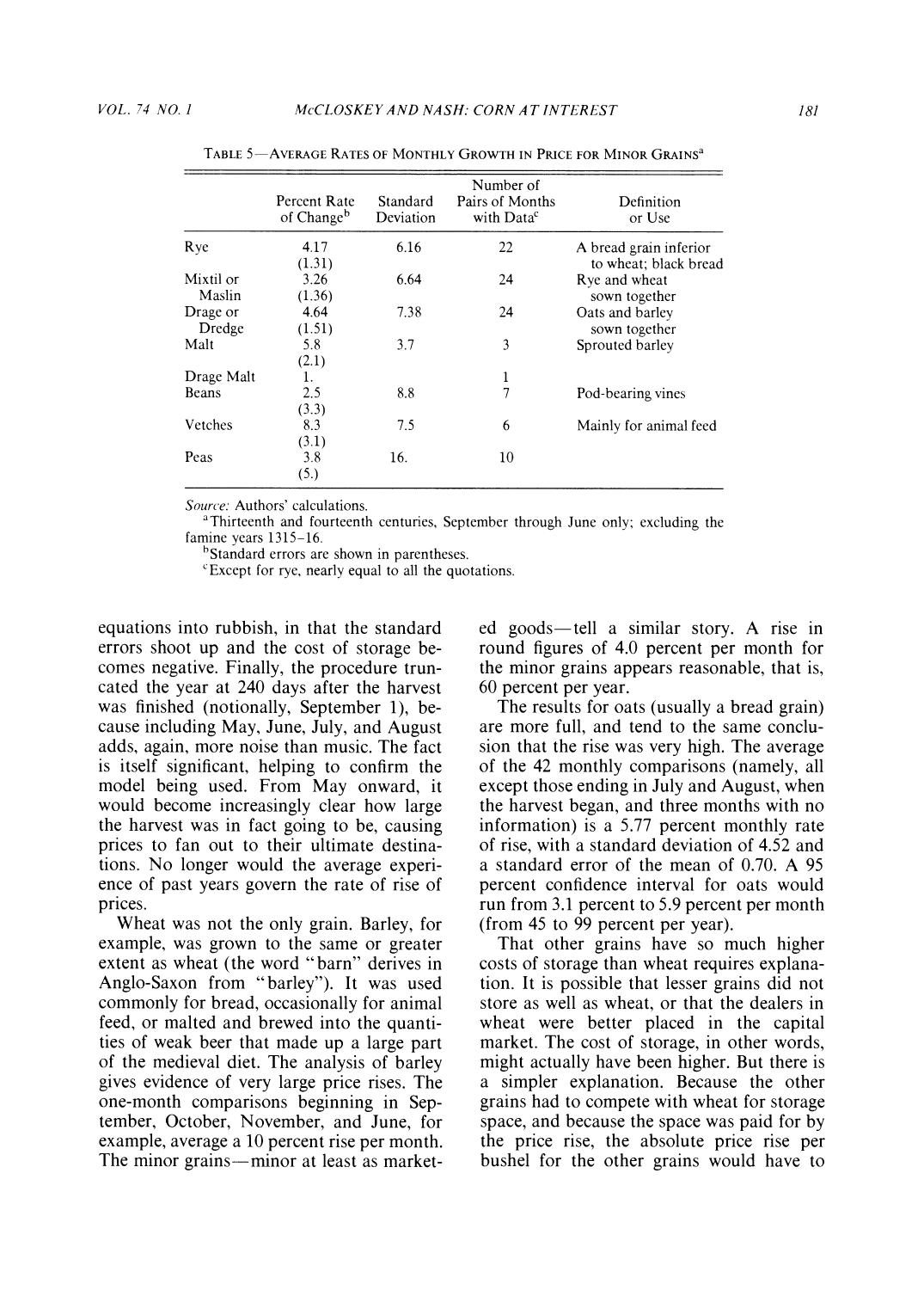TABLE 5—AVERAGE RATES OF MONTHLY GROWTH IN PRICE FOR MINOR GRAINS[a]

| | Percent Rate of Change[b] | Standard Deviation | Number of Pairs of Months with Data[c] | Definition or Use |
|---|---|---|---|---|
| Rye | 4.17 (1.31) | 6.16 | 22 | A bread grain inferior to wheat; black bread |
| Mixtil or Maslin | 3.26 (1.36) | 6.64 | 24 | Rye and wheat sown together |
| Drage or Dredge | 4.64 (1.51) | 7.38 | 24 | Oats and barley sown together |
| Malt | 5.8 (2.1) | 3.7 | 3 | Sprouted barley |
| Drage Malt | 1. | | 1 | |
| Beans | 2.5 (3.3) | 8.8 | 7 | Pod-bearing vines |
| Vetches | 8.3 (3.1) | 7.5 | 6 | Mainly for animal feed |
| Peas | 3.8 (5.) | 16. | 10 | |

*Source:* Authors' calculations.

[a]Thirteenth and fourteenth centuries, September through June only; excluding the famine years 1315–16.

[b]Standard errors are shown in parentheses.

[c]Except for rye, nearly equal to all the quotations.

equations into rubbish, in that the standard errors shoot up and the cost of storage becomes negative. Finally, the procedure truncated the year at 240 days after the harvest was finished (notionally, September 1), because including May, June, July, and August adds, again, more noise than music. The fact is itself significant, helping to confirm the model being used. From May onward, it would become increasingly clear how large the harvest was in fact going to be, causing prices to fan out to their ultimate destinations. No longer would the average experience of past years govern the rate of rise of prices.

Wheat was not the only grain. Barley, for example, was grown to the same or greater extent as wheat (the word "barn" derives in Anglo-Saxon from "barley"). It was used commonly for bread, occasionally for animal feed, or malted and brewed into the quantities of weak beer that made up a large part of the medieval diet. The analysis of barley gives evidence of very large price rises. The one-month comparisons beginning in September, October, November, and June, for example, average a 10 percent rise per month. The minor grains—minor at least as marketed goods—tell a similar story. A rise in round figures of 4.0 percent per month for the minor grains appears reasonable, that is, 60 percent per year.

The results for oats (usually a bread grain) are more full, and tend to the same conclusion that the rise was very high. The average of the 42 monthly comparisons (namely, all except those ending in July and August, when the harvest began, and three months with no information) is a 5.77 percent monthly rate of rise, with a standard deviation of 4.52 and a standard error of the mean of 0.70. A 95 percent confidence interval for oats would run from 3.1 percent to 5.9 percent per month (from 45 to 99 percent per year).

That other grains have so much higher costs of storage than wheat requires explanation. It is possible that lesser grains did not store as well as wheat, or that the dealers in wheat were better placed in the capital market. The cost of storage, in other words, might actually have been higher. But there is a simpler explanation. Because the other grains had to compete with wheat for storage space, and because the space was paid for by the price rise, the absolute price rise per bushel for the other grains would have to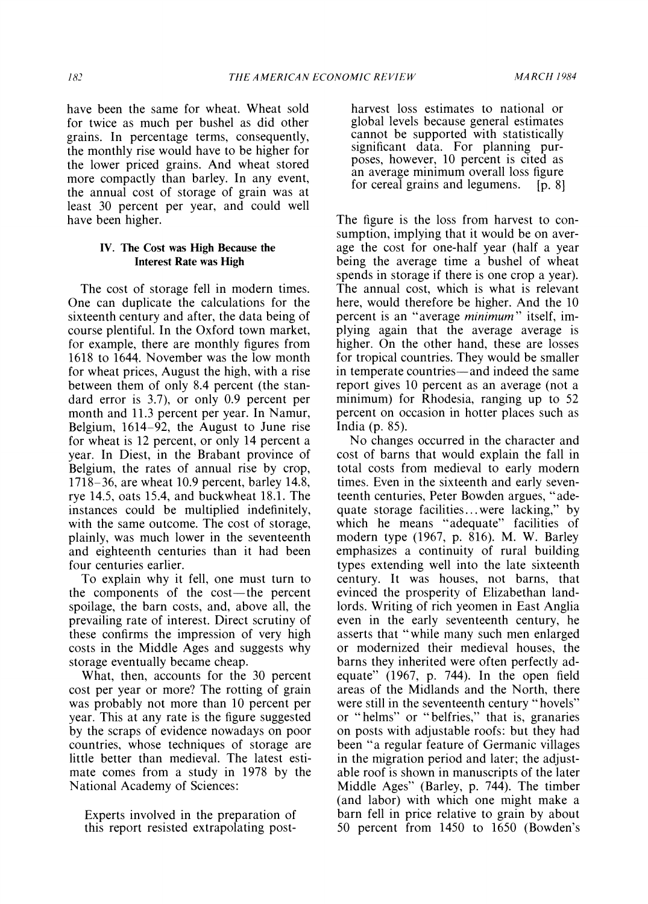have been the same for wheat. Wheat sold for twice as much per bushel as did other grains. In percentage terms, consequently, the monthly rise would have to be higher for the lower priced grains. And wheat stored more compactly than barley. In any event, the annual cost of storage of grain was at least 30 percent per year, and could well have been higher.

## IV. The Cost was High Because the Interest Rate was High

The cost of storage fell in modern times. One can duplicate the calculations for the sixteenth century and after, the data being of course plentiful. In the Oxford town market, for example, there are monthly figures from 1618 to 1644. November was the low month for wheat prices, August the high, with a rise between them of only 8.4 percent (the standard error is 3.7), or only 0.9 percent per month and 11.3 percent per year. In Namur, Belgium, 1614–92, the August to June rise for wheat is 12 percent, or only 14 percent a year. In Diest, in the Brabant province of Belgium, the rates of annual rise by crop, 1718–36, are wheat 10.9 percent, barley 14.8, rye 14.5, oats 15.4, and buckwheat 18.1. The instances could be multiplied indefinitely, with the same outcome. The cost of storage, plainly, was much lower in the seventeenth and eighteenth centuries than it had been four centuries earlier.

To explain why it fell, one must turn to the components of the cost—the percent spoilage, the barn costs, and, above all, the prevailing rate of interest. Direct scrutiny of these confirms the impression of very high costs in the Middle Ages and suggests why storage eventually became cheap.

What, then, accounts for the 30 percent cost per year or more? The rotting of grain was probably not more than 10 percent per year. This at any rate is the figure suggested by the scraps of evidence nowadays on poor countries, whose techniques of storage are little better than medieval. The latest estimate comes from a study in 1978 by the National Academy of Sciences:

> Experts involved in the preparation of this report resisted extrapolating post-harvest loss estimates to national or global levels because general estimates cannot be supported with statistically significant data. For planning purposes, however, 10 percent is cited as an average minimum overall loss figure for cereal grains and legumens. [p. 8]

The figure is the loss from harvest to consumption, implying that it would be on average the cost for one-half year (half a year being the average time a bushel of wheat spends in storage if there is one crop a year). The annual cost, which is what is relevant here, would therefore be higher. And the 10 percent is an "average *minimum*" itself, implying again that the average average is higher. On the other hand, these are losses for tropical countries. They would be smaller in temperate countries—and indeed the same report gives 10 percent as an average (not a minimum) for Rhodesia, ranging up to 52 percent on occasion in hotter places such as India (p. 85).

No changes occurred in the character and cost of barns that would explain the fall in total costs from medieval to early modern times. Even in the sixteenth and early seventeenth centuries, Peter Bowden argues, "adequate storage facilities...were lacking," by which he means "adequate" facilities of modern type (1967, p. 816). M. W. Barley emphasizes a continuity of rural building types extending well into the late sixteenth century. It was houses, not barns, that evinced the prosperity of Elizabethan landlords. Writing of rich yeomen in East Anglia even in the early seventeenth century, he asserts that "while many such men enlarged or modernized their medieval houses, the barns they inherited were often perfectly adequate" (1967, p. 744). In the open field areas of the Midlands and the North, there were still in the seventeenth century "hovels" or "helms" or "belfries," that is, granaries on posts with adjustable roofs: but they had been "a regular feature of Germanic villages in the migration period and later; the adjustable roof is shown in manuscripts of the later Middle Ages" (Barley, p. 744). The timber (and labor) with which one might make a barn fell in price relative to grain by about 50 percent from 1450 to 1650 (Bowden's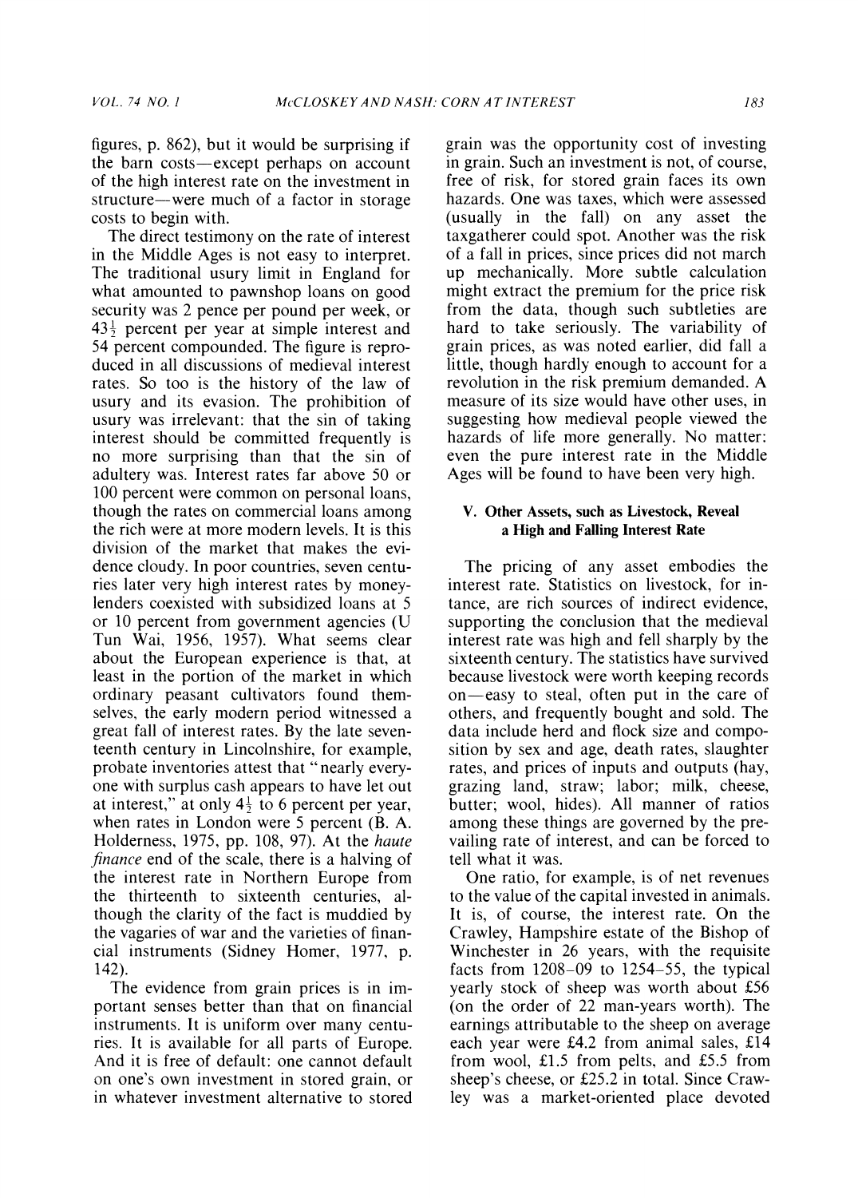figures, p. 862), but it would be surprising if the barn costs—except perhaps on account of the high interest rate on the investment in structure—were much of a factor in storage costs to begin with.

The direct testimony on the rate of interest in the Middle Ages is not easy to interpret. The traditional usury limit in England for what amounted to pawnshop loans on good security was 2 pence per pound per week, or $43\frac{1}{2}$ percent per year at simple interest and 54 percent compounded. The figure is reproduced in all discussions of medieval interest rates. So too is the history of the law of usury and its evasion. The prohibition of usury was irrelevant: that the sin of taking interest should be committed frequently is no more surprising than that the sin of adultery was. Interest rates far above 50 or 100 percent were common on personal loans, though the rates on commercial loans among the rich were at more modern levels. It is this division of the market that makes the evidence cloudy. In poor countries, seven centuries later very high interest rates by moneylenders coexisted with subsidized loans at 5 or 10 percent from government agencies (U Tun Wai, 1956, 1957). What seems clear about the European experience is that, at least in the portion of the market in which ordinary peasant cultivators found themselves, the early modern period witnessed a great fall of interest rates. By the late seventeenth century in Lincolnshire, for example, probate inventories attest that "nearly everyone with surplus cash appears to have let out at interest," at only $4\frac{1}{2}$ to 6 percent per year, when rates in London were 5 percent (B. A. Holderness, 1975, pp. 108, 97). At the *haute finance* end of the scale, there is a halving of the interest rate in Northern Europe from the thirteenth to sixteenth centuries, although the clarity of the fact is muddied by the vagaries of war and the varieties of financial instruments (Sidney Homer, 1977, p. 142).

The evidence from grain prices is in important senses better than that on financial instruments. It is uniform over many centuries. It is available for all parts of Europe. And it is free of default: one cannot default on one's own investment in stored grain, or in whatever investment alternative to stored grain was the opportunity cost of investing in grain. Such an investment is not, of course, free of risk, for stored grain faces its own hazards. One was taxes, which were assessed (usually in the fall) on any asset the taxgatherer could spot. Another was the risk of a fall in prices, since prices did not march up mechanically. More subtle calculation might extract the premium for the price risk from the data, though such subtleties are hard to take seriously. The variability of grain prices, as was noted earlier, did fall a little, though hardly enough to account for a revolution in the risk premium demanded. A measure of its size would have other uses, in suggesting how medieval people viewed the hazards of life more generally. No matter: even the pure interest rate in the Middle Ages will be found to have been very high.

## V. Other Assets, such as Livestock, Reveal a High and Falling Interest Rate

The pricing of any asset embodies the interest rate. Statistics on livestock, for intance, are rich sources of indirect evidence, supporting the conclusion that the medieval interest rate was high and fell sharply by the sixteenth century. The statistics have survived because livestock were worth keeping records on—easy to steal, often put in the care of others, and frequently bought and sold. The data include herd and flock size and composition by sex and age, death rates, slaughter rates, and prices of inputs and outputs (hay, grazing land, straw; labor; milk, cheese, butter; wool, hides). All manner of ratios among these things are governed by the prevailing rate of interest, and can be forced to tell what it was.

One ratio, for example, is of net revenues to the value of the capital invested in animals. It is, of course, the interest rate. On the Crawley, Hampshire estate of the Bishop of Winchester in 26 years, with the requisite facts from 1208–09 to 1254–55, the typical yearly stock of sheep was worth about £56 (on the order of 22 man-years worth). The earnings attributable to the sheep on average each year were £4.2 from animal sales, £14 from wool, £1.5 from pelts, and £5.5 from sheep's cheese, or £25.2 in total. Since Crawley was a market-oriented place devoted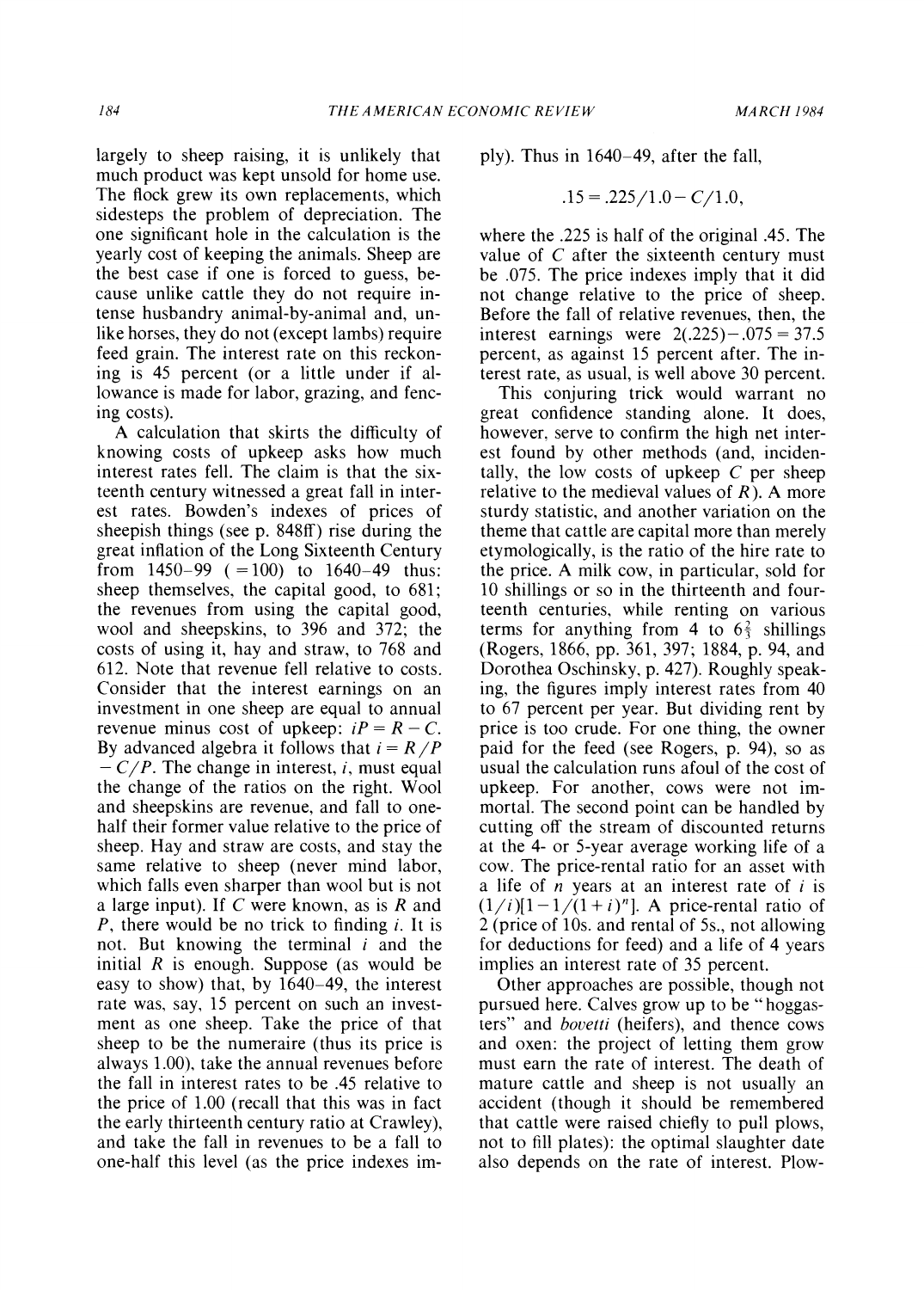largely to sheep raising, it is unlikely that much product was kept unsold for home use. The flock grew its own replacements, which sidesteps the problem of depreciation. The one significant hole in the calculation is the yearly cost of keeping the animals. Sheep are the best case if one is forced to guess, because unlike cattle they do not require intense husbandry animal-by-animal and, unlike horses, they do not (except lambs) require feed grain. The interest rate on this reckoning is 45 percent (or a little under if allowance is made for labor, grazing, and fencing costs).

A calculation that skirts the difficulty of knowing costs of upkeep asks how much interest rates fell. The claim is that the sixteenth century witnessed a great fall in interest rates. Bowden's indexes of prices of sheepish things (see p. 848ff) rise during the great inflation of the Long Sixteenth Century from 1450–99 (=100) to 1640–49 thus: sheep themselves, the capital good, to 681; the revenues from using the capital good, wool and sheepskins, to 396 and 372; the costs of using it, hay and straw, to 768 and 612. Note that revenue fell relative to costs. Consider that the interest earnings on an investment in one sheep are equal to annual revenue minus cost of upkeep: $iP = R - C$. By advanced algebra it follows that $i = R/P - C/P$. The change in interest, $i$, must equal the change of the ratios on the right. Wool and sheepskins are revenue, and fall to one-half their former value relative to the price of sheep. Hay and straw are costs, and stay the same relative to sheep (never mind labor, which falls even sharper than wool but is not a large input). If $C$ were known, as is $R$ and $P$, there would be no trick to finding $i$. It is not. But knowing the terminal $i$ and the initial $R$ is enough. Suppose (as would be easy to show) that, by 1640–49, the interest rate was, say, 15 percent on such an investment as one sheep. Take the price of that sheep to be the numeraire (thus its price is always 1.00), take the annual revenues before the fall in interest rates to be .45 relative to the price of 1.00 (recall that this was in fact the early thirteenth century ratio at Crawley), and take the fall in revenues to be a fall to one-half this level (as the price indexes imply). Thus in 1640–49, after the fall,

$$.15 = .225/1.0 - C/1.0,$$

where the .225 is half of the original .45. The value of $C$ after the sixteenth century must be .075. The price indexes imply that it did not change relative to the price of sheep. Before the fall of relative revenues, then, the interest earnings were $2(.225) - .075 = 37.5$ percent, as against 15 percent after. The interest rate, as usual, is well above 30 percent.

This conjuring trick would warrant no great confidence standing alone. It does, however, serve to confirm the high net interest found by other methods (and, incidentally, the low costs of upkeep $C$ per sheep relative to the medieval values of $R$). A more sturdy statistic, and another variation on the theme that cattle are capital more than merely etymologically, is the ratio of the hire rate to the price. A milk cow, in particular, sold for 10 shillings or so in the thirteenth and fourteenth centuries, while renting on various terms for anything from 4 to $6\frac{2}{3}$ shillings (Rogers, 1866, pp. 361, 397; 1884, p. 94, and Dorothea Oschinsky, p. 427). Roughly speaking, the figures imply interest rates from 40 to 67 percent per year. But dividing rent by price is too crude. For one thing, the owner paid for the feed (see Rogers, p. 94), so as usual the calculation runs afoul of the cost of upkeep. For another, cows were not immortal. The second point can be handled by cutting off the stream of discounted returns at the 4- or 5-year average working life of a cow. The price-rental ratio for an asset with a life of $n$ years at an interest rate of $i$ is $(1/i)[1 - 1/(1+i)^n]$. A price-rental ratio of 2 (price of 10s. and rental of 5s., not allowing for deductions for feed) and a life of 4 years implies an interest rate of 35 percent.

Other approaches are possible, though not pursued here. Calves grow up to be "hoggasters" and *bovetti* (heifers), and thence cows and oxen: the project of letting them grow must earn the rate of interest. The death of mature cattle and sheep is not usually an accident (though it should be remembered that cattle were raised chiefly to pull plows, not to fill plates): the optimal slaughter date also depends on the rate of interest. Plow-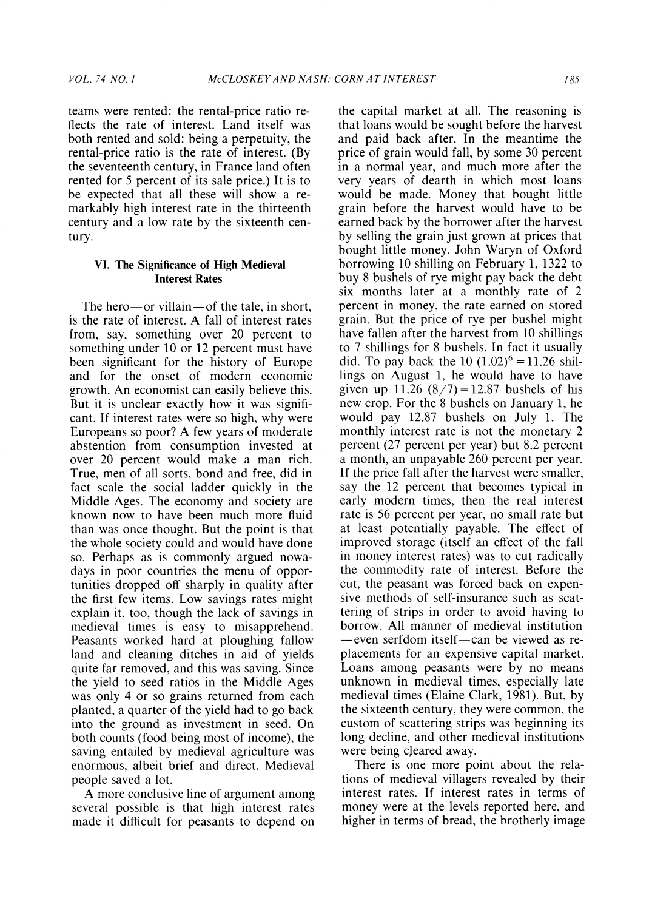teams were rented: the rental-price ratio reflects the rate of interest. Land itself was both rented and sold: being a perpetuity, the rental-price ratio is the rate of interest. (By the seventeenth century, in France land often rented for 5 percent of its sale price.) It is to be expected that all these will show a remarkably high interest rate in the thirteenth century and a low rate by the sixteenth century.

## VI. The Significance of High Medieval Interest Rates

The hero—or villain—of the tale, in short, is the rate of interest. A fall of interest rates from, say, something over 20 percent to something under 10 or 12 percent must have been significant for the history of Europe and for the onset of modern economic growth. An economist can easily believe this. But it is unclear exactly how it was significant. If interest rates were so high, why were Europeans so poor? A few years of moderate abstention from consumption invested at over 20 percent would make a man rich. True, men of all sorts, bond and free, did in fact scale the social ladder quickly in the Middle Ages. The economy and society are known now to have been much more fluid than was once thought. But the point is that the whole society could and would have done so. Perhaps as is commonly argued nowadays in poor countries the menu of opportunities dropped off sharply in quality after the first few items. Low savings rates might explain it, too, though the lack of savings in medieval times is easy to misapprehend. Peasants worked hard at ploughing fallow land and cleaning ditches in aid of yields quite far removed, and this was saving. Since the yield to seed ratios in the Middle Ages was only 4 or so grains returned from each planted, a quarter of the yield had to go back into the ground as investment in seed. On both counts (food being most of income), the saving entailed by medieval agriculture was enormous, albeit brief and direct. Medieval people saved a lot.

A more conclusive line of argument among several possible is that high interest rates made it difficult for peasants to depend on the capital market at all. The reasoning is that loans would be sought before the harvest and paid back after. In the meantime the price of grain would fall, by some 30 percent in a normal year, and much more after the very years of dearth in which most loans would be made. Money that bought little grain before the harvest would have to be earned back by the borrower after the harvest by selling the grain just grown at prices that bought little money. John Waryn of Oxford borrowing 10 shilling on February 1, 1322 to buy 8 bushels of rye might pay back the debt six months later at a monthly rate of 2 percent in money, the rate earned on stored grain. But the price of rye per bushel might have fallen after the harvest from 10 shillings to 7 shillings for 8 bushels. In fact it usually did. To pay back the 10 $(1.02)^6 = 11.26$ shillings on August 1, he would have to have given up $11.26\ (8/7) = 12.87$ bushels of his new crop. For the 8 bushels on January 1, he would pay 12.87 bushels on July 1. The monthly interest rate is not the monetary 2 percent (27 percent per year) but 8.2 percent a month, an unpayable 260 percent per year. If the price fall after the harvest were smaller, say the 12 percent that becomes typical in early modern times, then the real interest rate is 56 percent per year, no small rate but at least potentially payable. The effect of improved storage (itself an effect of the fall in money interest rates) was to cut radically the commodity rate of interest. Before the cut, the peasant was forced back on expensive methods of self-insurance such as scattering of strips in order to avoid having to borrow. All manner of medieval institution —even serfdom itself—can be viewed as replacements for an expensive capital market. Loans among peasants were by no means unknown in medieval times, especially late medieval times (Elaine Clark, 1981). But, by the sixteenth century, they were common, the custom of scattering strips was beginning its long decline, and other medieval institutions were being cleared away.

There is one more point about the relations of medieval villagers revealed by their interest rates. If interest rates in terms of money were at the levels reported here, and higher in terms of bread, the brotherly image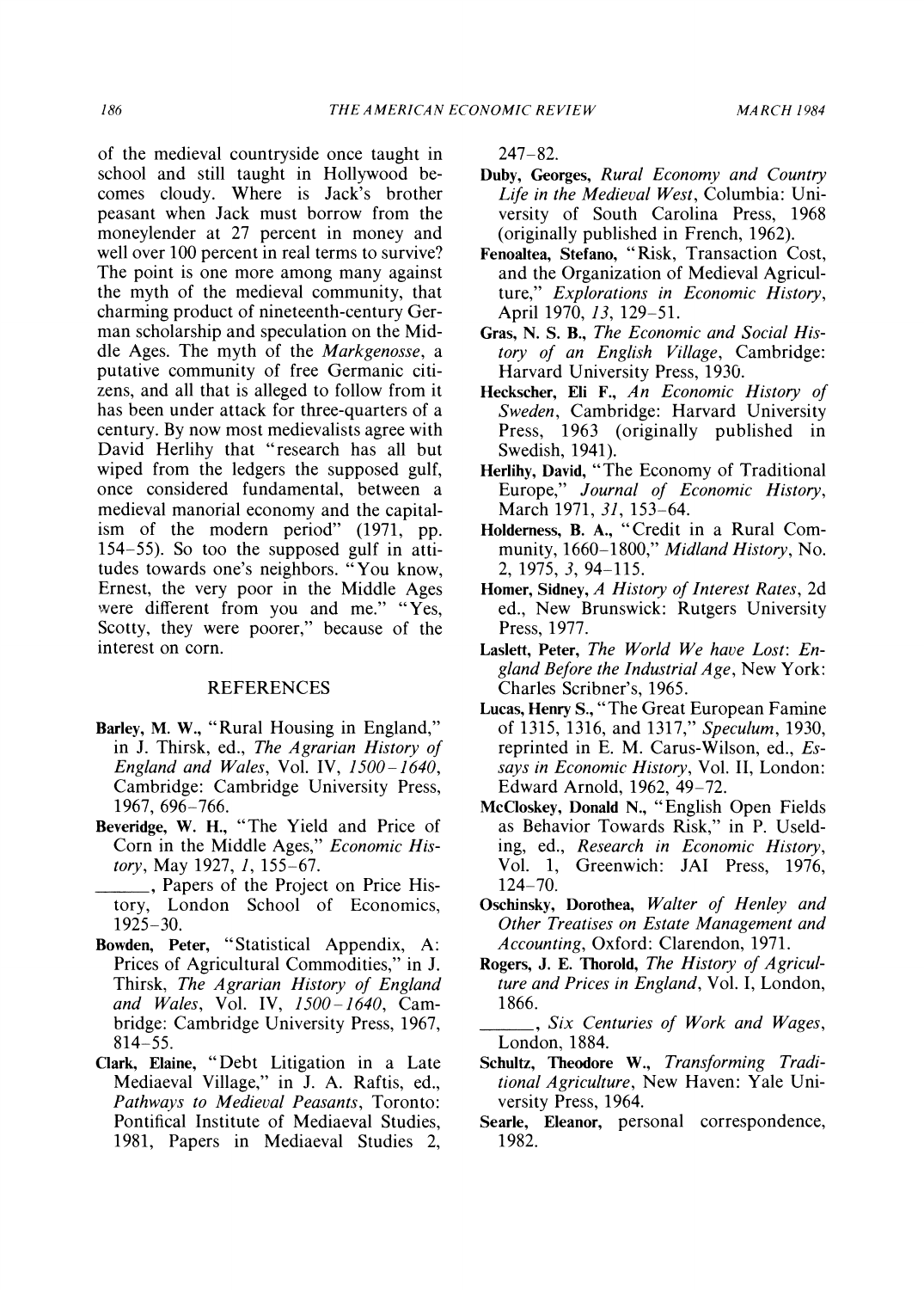of the medieval countryside once taught in school and still taught in Hollywood becomes cloudy. Where is Jack's brother peasant when Jack must borrow from the moneylender at 27 percent in money and well over 100 percent in real terms to survive? The point is one more among many against the myth of the medieval community, that charming product of nineteenth-century German scholarship and speculation on the Middle Ages. The myth of the *Markgenosse*, a putative community of free Germanic citizens, and all that is alleged to follow from it has been under attack for three-quarters of a century. By now most medievalists agree with David Herlihy that "research has all but wiped from the ledgers the supposed gulf, once considered fundamental, between a medieval manorial economy and the capitalism of the modern period" (1971, pp. 154–55). So too the supposed gulf in attitudes towards one's neighbors. "You know, Ernest, the very poor in the Middle Ages were different from you and me." "Yes, Scotty, they were poorer," because of the interest on corn.

## REFERENCES

**Barley, M. W.**, "Rural Housing in England," in J. Thirsk, ed., *The Agrarian History of England and Wales*, Vol. IV, *1500–1640*, Cambridge: Cambridge University Press, 1967, 696–766.

**Beveridge, W. H.**, "The Yield and Price of Corn in the Middle Ages," *Economic History*, May 1927, *1*, 155–67.

\_\_\_\_\_\_, Papers of the Project on Price History, London School of Economics, 1925–30.

**Bowden, Peter**, "Statistical Appendix, A: Prices of Agricultural Commodities," in J. Thirsk, *The Agrarian History of England and Wales*, Vol. IV, *1500–1640*, Cambridge: Cambridge University Press, 1967, 814–55.

**Clark, Elaine**, "Debt Litigation in a Late Mediaeval Village," in J. A. Raftis, ed., *Pathways to Medieval Peasants*, Toronto: Pontifical Institute of Mediaeval Studies, 1981, Papers in Mediaeval Studies 2, 247–82.

**Duby, Georges**, *Rural Economy and Country Life in the Medieval West*, Columbia: University of South Carolina Press, 1968 (originally published in French, 1962).

**Fenoaltea, Stefano**, "Risk, Transaction Cost, and the Organization of Medieval Agriculture," *Explorations in Economic History*, April 1970, *13*, 129–51.

**Gras, N. S. B.**, *The Economic and Social History of an English Village*, Cambridge: Harvard University Press, 1930.

**Heckscher, Eli F.**, *An Economic History of Sweden*, Cambridge: Harvard University Press, 1963 (originally published in Swedish, 1941).

**Herlihy, David**, "The Economy of Traditional Europe," *Journal of Economic History*, March 1971, *31*, 153–64.

**Holderness, B. A.**, "Credit in a Rural Community, 1660–1800," *Midland History*, No. 2, 1975, *3*, 94–115.

**Homer, Sidney**, *A History of Interest Rates*, 2d ed., New Brunswick: Rutgers University Press, 1977.

**Laslett, Peter**, *The World We have Lost: England Before the Industrial Age*, New York: Charles Scribner's, 1965.

**Lucas, Henry S.**, "The Great European Famine of 1315, 1316, and 1317," *Speculum*, 1930, reprinted in E. M. Carus-Wilson, ed., *Essays in Economic History*, Vol. II, London: Edward Arnold, 1962, 49–72.

**McCloskey, Donald N.**, "English Open Fields as Behavior Towards Risk," in P. Uselding, ed., *Research in Economic History*, Vol. 1, Greenwich: JAI Press, 1976, 124–70.

**Oschinsky, Dorothea**, *Walter of Henley and Other Treatises on Estate Management and Accounting*, Oxford: Clarendon, 1971.

**Rogers, J. E. Thorold**, *The History of Agriculture and Prices in England*, Vol. I, London, 1866.

\_\_\_\_\_\_, *Six Centuries of Work and Wages*, London, 1884.

**Schultz, Theodore W.**, *Transforming Traditional Agriculture*, New Haven: Yale University Press, 1964.

**Searle, Eleanor**, personal correspondence, 1982.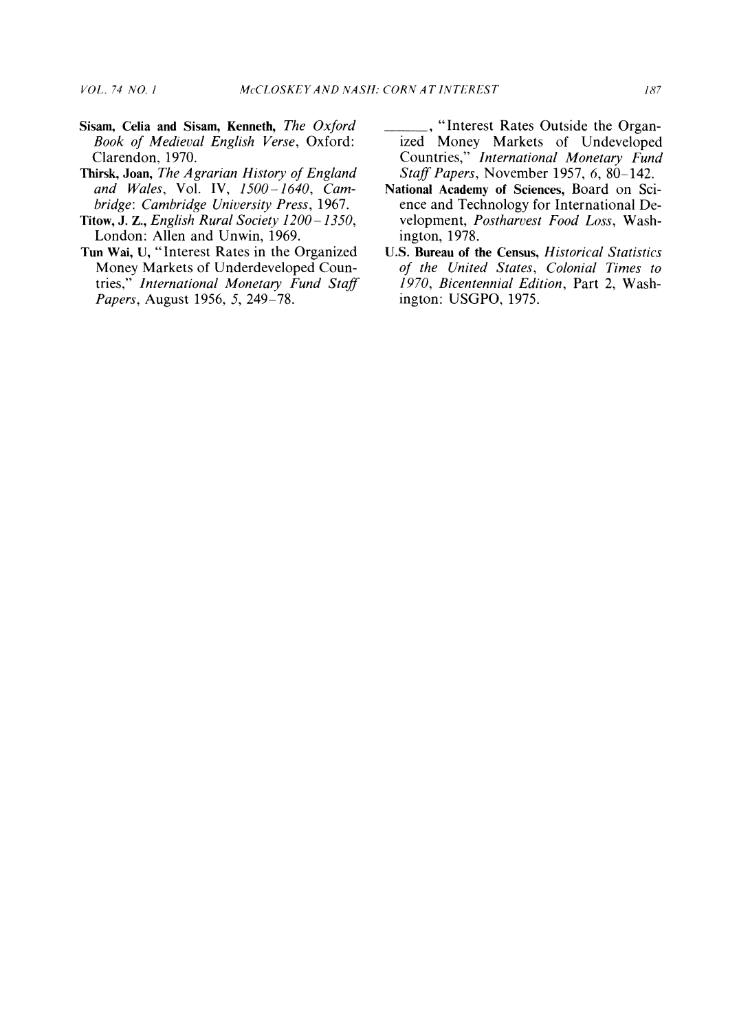**Sisam, Celia and Sisam, Kenneth,** *The Oxford Book of Medieval English Verse*, Oxford: Clarendon, 1970.

**Thirsk, Joan,** *The Agrarian History of England and Wales*, Vol. IV, *1500–1640*, Cambridge: Cambridge University Press, 1967.

**Titow, J. Z.,** *English Rural Society 1200–1350*, London: Allen and Unwin, 1969.

**Tun Wai, U,** "Interest Rates in the Organized Money Markets of Underdeveloped Countries," *International Monetary Fund Staff Papers*, August 1956, *5*, 249–78.

______, "Interest Rates Outside the Organized Money Markets of Undeveloped Countries," *International Monetary Fund Staff Papers*, November 1957, *6*, 80–142.

**National Academy of Sciences,** Board on Science and Technology for International Development, *Postharvest Food Loss*, Washington, 1978.

**U.S. Bureau of the Census,** *Historical Statistics of the United States, Colonial Times to 1970, Bicentennial Edition*, Part 2, Washington: USGPO, 1975.